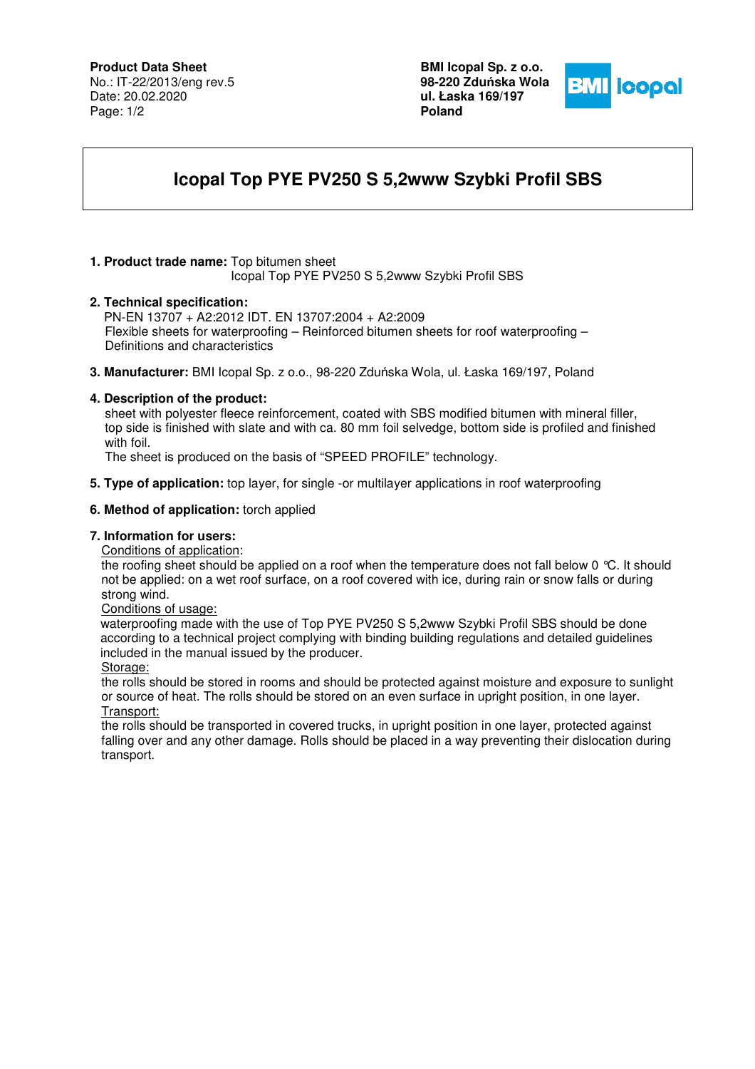**Product Data Sheet**
No.: IT-22/2013/eng rev.5
Date: 20.02.2020

**BMI Icopal Sp. z o.o.**
**98-220 Zduńska Wola**
**ul. Łaska 169/197**
**Poland**

# Icopal Top PYE PV250 S 5,2www Szybki Profil SBS

1. **Product trade name:** Top bitumen sheet
   Icopal Top PYE PV250 S 5,2www Szybki Profil SBS

2. **Technical specification:**
   PN-EN 13707 + A2:2012 IDT. EN 13707:2004 + A2:2009
   Flexible sheets for waterproofing – Reinforced bitumen sheets for roof waterproofing – Definitions and characteristics

3. **Manufacturer:** BMI Icopal Sp. z o.o., 98-220 Zduńska Wola, ul. Łaska 169/197, Poland

4. **Description of the product:**
   sheet with polyester fleece reinforcement, coated with SBS modified bitumen with mineral filler, top side is finished with slate and with ca. 80 mm foil selvedge, bottom side is profiled and finished with foil.
   The sheet is produced on the basis of "SPEED PROFILE" technology.

5. **Type of application:** top layer, for single -or multilayer applications in roof waterproofing

6. **Method of application:** torch applied

7. **Information for users:**
   Conditions of application:
   the roofing sheet should be applied on a roof when the temperature does not fall below 0 °C. It should not be applied: on a wet roof surface, on a roof covered with ice, during rain or snow falls or during strong wind.
   Conditions of usage:
   waterproofing made with the use of Top PYE PV250 S 5,2www Szybki Profil SBS should be done according to a technical project complying with binding building regulations and detailed guidelines included in the manual issued by the producer.
   Storage:
   the rolls should be stored in rooms and should be protected against moisture and exposure to sunlight or source of heat. The rolls should be stored on an even surface in upright position, in one layer.
   Transport:
   the rolls should be transported in covered trucks, in upright position in one layer, protected against falling over and any other damage. Rolls should be placed in a way preventing their dislocation during transport.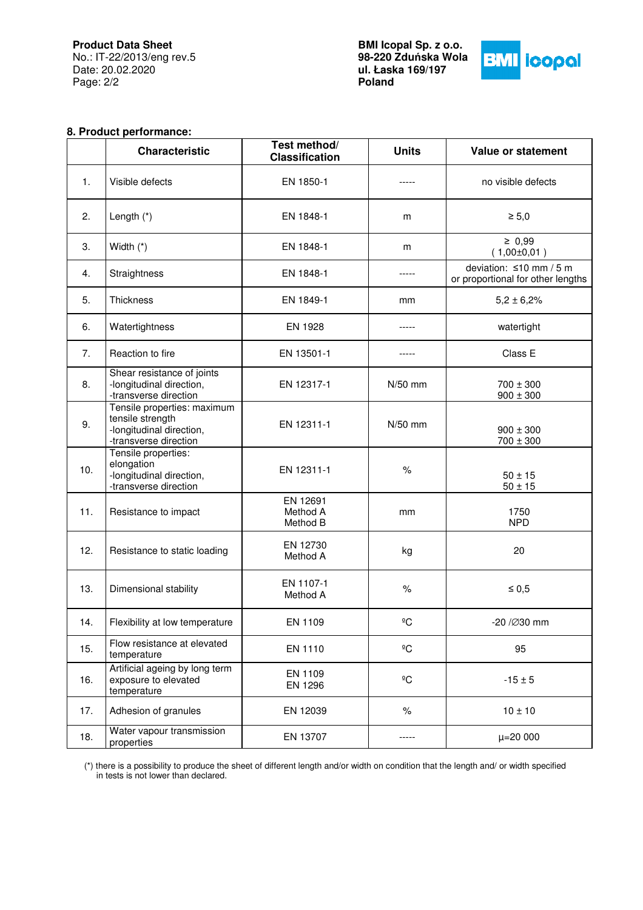## 8. Product performance:

| | Characteristic | Test method/ Classification | Units | Value or statement |
|---|---|---|---|---|
| 1. | Visible defects | EN 1850-1 | ----- | no visible defects |
| 2. | Length (*) | EN 1848-1 | m | ≥ 5,0 |
| 3. | Width (*) | EN 1848-1 | m | ≥ 0,99 ( 1,00±0,01 ) |
| 4. | Straightness | EN 1848-1 | ----- | deviation: ≤10 mm / 5 m or proportional for other lengths |
| 5. | Thickness | EN 1849-1 | mm | 5,2 ± 6,2% |
| 6. | Watertightness | EN 1928 | ----- | watertight |
| 7. | Reaction to fire | EN 13501-1 | ----- | Class E |
| 8. | Shear resistance of joints -longitudinal direction, -transverse direction | EN 12317-1 | N/50 mm | 700 ± 300<br>900 ± 300 |
| 9. | Tensile properties: maximum tensile strength -longitudinal direction, -transverse direction | EN 12311-1 | N/50 mm | 900 ± 300<br>700 ± 300 |
| 10. | Tensile properties: elongation -longitudinal direction, -transverse direction | EN 12311-1 | % | 50 ± 15<br>50 ± 15 |
| 11. | Resistance to impact | EN 12691 Method A Method B | mm | 1750<br>NPD |
| 12. | Resistance to static loading | EN 12730 Method A | kg | 20 |
| 13. | Dimensional stability | EN 1107-1 Method A | % | ≤ 0,5 |
| 14. | Flexibility at low temperature | EN 1109 | ºC | -20 /∅30 mm |
| 15. | Flow resistance at elevated temperature | EN 1110 | ºC | 95 |
| 16. | Artificial ageing by long term exposure to elevated temperature | EN 1109 EN 1296 | ºC | -15 ± 5 |
| 17. | Adhesion of granules | EN 12039 | % | 10 ± 10 |
| 18. | Water vapour transmission properties | EN 13707 | ----- | μ=20 000 |

(*) there is a possibility to produce the sheet of different length and/or width on condition that the length and/ or width specified in tests is not lower than declared.